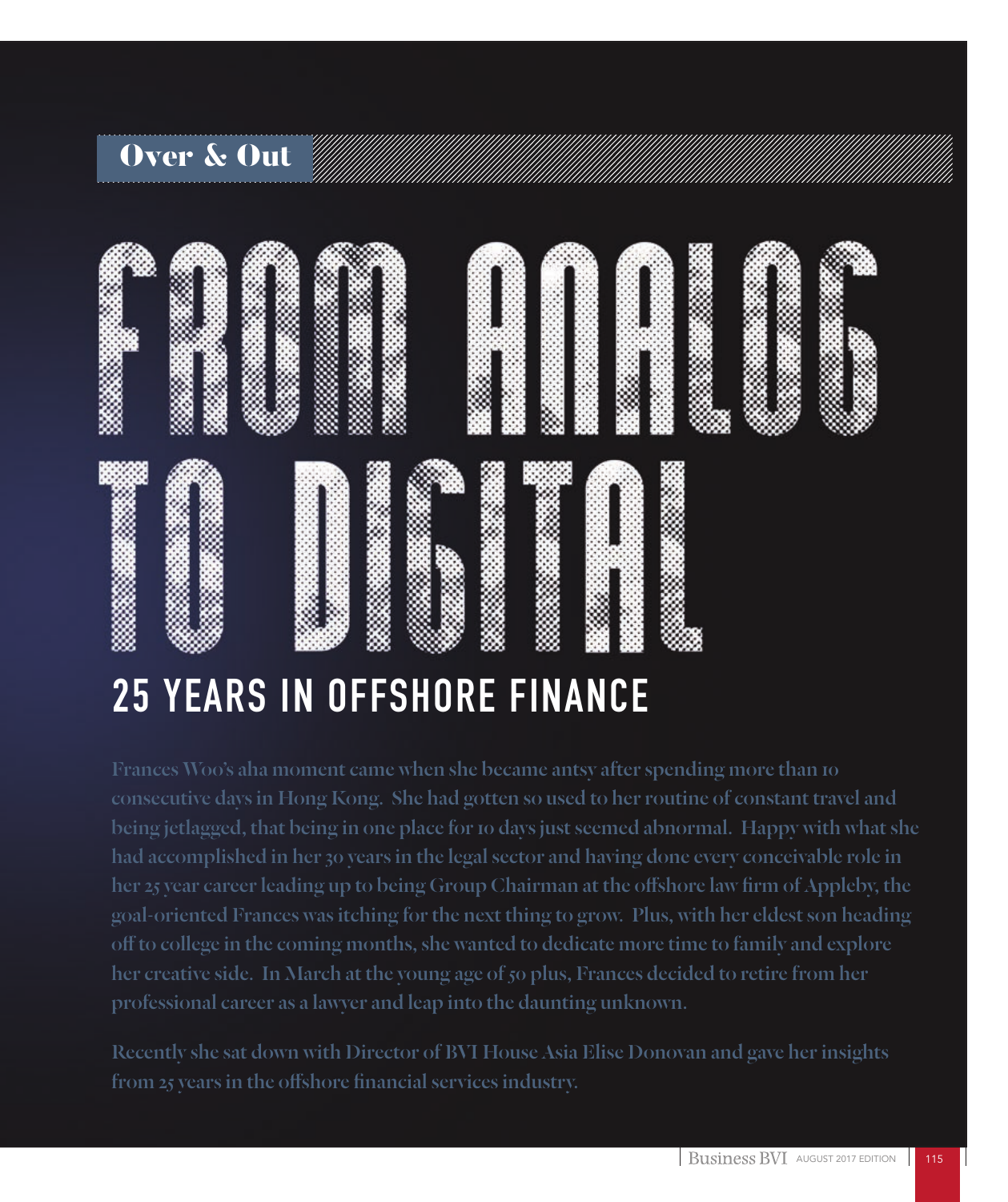Over & Out

# FROM ANALOG TO DIGITAL

## 25 YEARS IN OFFSHORE FINANCE

**Frances Woo's aha moment came when she became antsy after spending more than 10 consecutive days in Hong Kong. She had gotten so used to her routine of constant travel and being jetlagged, that being in one place for 10 days just seemed abnormal. Happy with what she had accomplished in her 30 years in the legal sector and having done every conceivable role in her 25 year career leading up to being Group Chairman at the offshore law firm of Appleby, the goal-oriented Frances was itching for the next thing to grow. Plus, with her eldest son heading off to college in the coming months, she wanted to dedicate more time to family and explore her creative side. In March at the young age of 50 plus, Frances decided to retire from her professional career as a lawyer and leap into the daunting unknown.**

**Recently she sat down with Director of BVI House Asia Elise Donovan and gave her insights from 25 years in the offshore financial services industry.**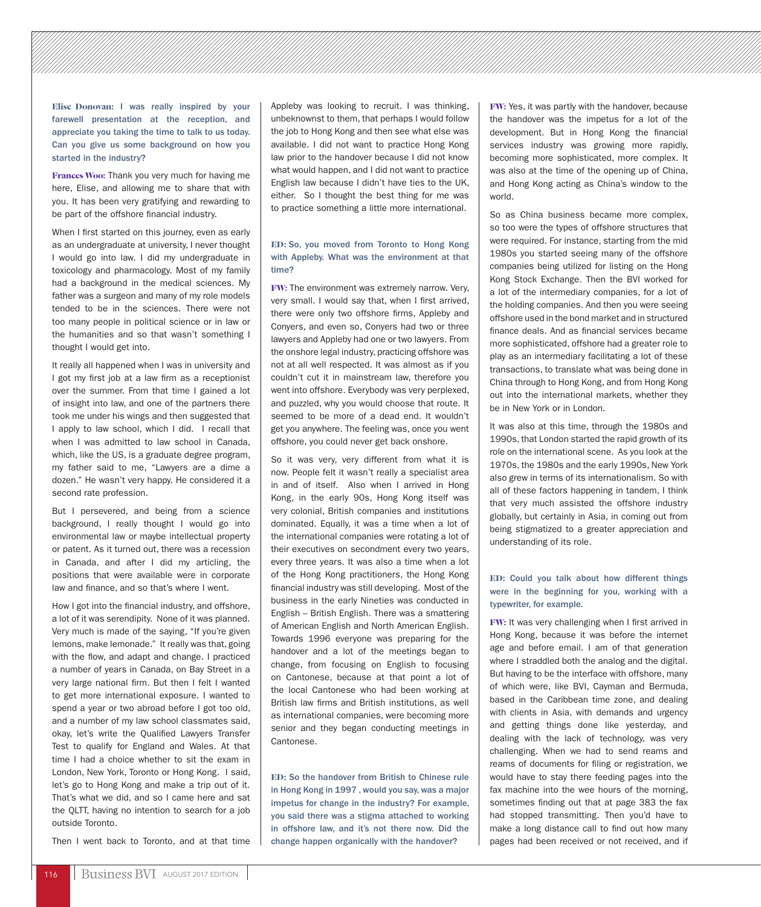**Elise Donovan: I was really inspired by your farewell presentation at the reception, and appreciate you taking the time to talk to us today. Can you give us some background on how you started in the industry?**

**Frances Woo:** Thank you very much for having me here, Elise, and allowing me to share that with you. It has been very gratifying and rewarding to be part of the offshore financial industry.

When I first started on this journey, even as early as an undergraduate at university, I never thought I would go into law. I did my undergraduate in toxicology and pharmacology. Most of my family had a background in the medical sciences. My father was a surgeon and many of my role models tended to be in the sciences. There were not too many people in political science or in law or the humanities and so that wasn't something I thought I would get into.

It really all happened when I was in university and I got my first job at a law firm as a receptionist over the summer. From that time I gained a lot of insight into law, and one of the partners there took me under his wings and then suggested that I apply to law school, which I did. I recall that when I was admitted to law school in Canada, which, like the US, is a graduate degree program, my father said to me, "Lawyers are a dime a dozen." He wasn't very happy. He considered it a second rate profession.

But I persevered, and being from a science background, I really thought I would go into environmental law or maybe intellectual property or patent. As it turned out, there was a recession in Canada, and after I did my articling, the positions that were available were in corporate law and finance, and so that's where I went.

How I got into the financial industry, and offshore, a lot of it was serendipity. None of it was planned. Very much is made of the saying, "If you're given lemons, make lemonade." It really was that, going with the flow, and adapt and change. I practiced a number of years in Canada, on Bay Street in a very large national firm. But then I felt I wanted to get more international exposure. I wanted to spend a year or two abroad before I got too old, and a number of my law school classmates said, okay, let's write the Qualified Lawyers Transfer Test to qualify for England and Wales. At that time I had a choice whether to sit the exam in London, New York, Toronto or Hong Kong. I said, let's go to Hong Kong and make a trip out of it. That's what we did, and so I came here and sat the QLTT, having no intention to search for a job outside Toronto.

Then I went back to Toronto, and at that time Appleby was looking to recruit. I was thinking, unbeknownst to them, that perhaps I would follow the job to Hong Kong and then see what else was available. I did not want to practice Hong Kong law prior to the handover because I did not know what would happen, and I did not want to practice English law because I didn't have ties to the UK, either. So I thought the best thing for me was to practice something a little more international.

**ED: So, you moved from Toronto to Hong Kong with Appleby. What was the environment at that time?**

**FW:** The environment was extremely narrow. Very, very small. I would say that, when I first arrived, there were only two offshore firms, Appleby and Conyers, and even so, Conyers had two or three lawyers and Appleby had one or two lawyers. From the onshore legal industry, practicing offshore was not at all well respected. It was almost as if you couldn't cut it in mainstream law, therefore you went into offshore. Everybody was very perplexed, and puzzled, why you would choose that route. It seemed to be more of a dead end. It wouldn't get you anywhere. The feeling was, once you went offshore, you could never get back onshore.

So it was very, very different from what it is now. People felt it wasn't really a specialist area in and of itself. Also when I arrived in Hong Kong, in the early 90s, Hong Kong itself was very colonial, British companies and institutions dominated. Equally, it was a time when a lot of the international companies were rotating a lot of their executives on secondment every two years, every three years. It was also a time when a lot of the Hong Kong practitioners, the Hong Kong financial industry was still developing. Most of the business in the early Nineties was conducted in English – British English. There was a smattering of American English and North American English. Towards 1996 everyone was preparing for the handover and a lot of the meetings began to change, from focusing on English to focusing on Cantonese, because at that point a lot of the local Cantonese who had been working at British law firms and British institutions, as well as international companies, were becoming more senior and they began conducting meetings in Cantonese.

**ED: So the handover from British to Chinese rule in Hong Kong in 1997 , would you say, was a major impetus for change in the industry? For example, you said there was a stigma attached to working in offshore law, and it's not there now. Did the change happen organically with the handover?**

**FW:** Yes, it was partly with the handover, because the handover was the impetus for a lot of the development. But in Hong Kong the financial services industry was growing more rapidly, becoming more sophisticated, more complex. It was also at the time of the opening up of China, and Hong Kong acting as China's window to the world.

So as China business became more complex, so too were the types of offshore structures that were required. For instance, starting from the mid 1980s you started seeing many of the offshore companies being utilized for listing on the Hong Kong Stock Exchange. Then the BVI worked for a lot of the intermediary companies, for a lot of the holding companies. And then you were seeing offshore used in the bond market and in structured finance deals. And as financial services became more sophisticated, offshore had a greater role to play as an intermediary facilitating a lot of these transactions, to translate what was being done in China through to Hong Kong, and from Hong Kong out into the international markets, whether they be in New York or in London.

It was also at this time, through the 1980s and 1990s, that London started the rapid growth of its role on the international scene. As you look at the 1970s, the 1980s and the early 1990s, New York also grew in terms of its internationalism. So with all of these factors happening in tandem, I think that very much assisted the offshore industry globally, but certainly in Asia, in coming out from being stigmatized to a greater appreciation and understanding of its role.

**ED: Could you talk about how different things were in the beginning for you, working with a typewriter, for example.**

**FW:** It was very challenging when I first arrived in Hong Kong, because it was before the internet age and before email. I am of that generation where I straddled both the analog and the digital. But having to be the interface with offshore, many of which were, like BVI, Cayman and Bermuda, based in the Caribbean time zone, and dealing with clients in Asia, with demands and urgency and getting things done like yesterday, and dealing with the lack of technology, was very challenging. When we had to send reams and reams of documents for filing or registration, we would have to stay there feeding pages into the fax machine into the wee hours of the morning, sometimes finding out that at page 383 the fax had stopped transmitting. Then you'd have to make a long distance call to find out how many pages had been received or not received, and if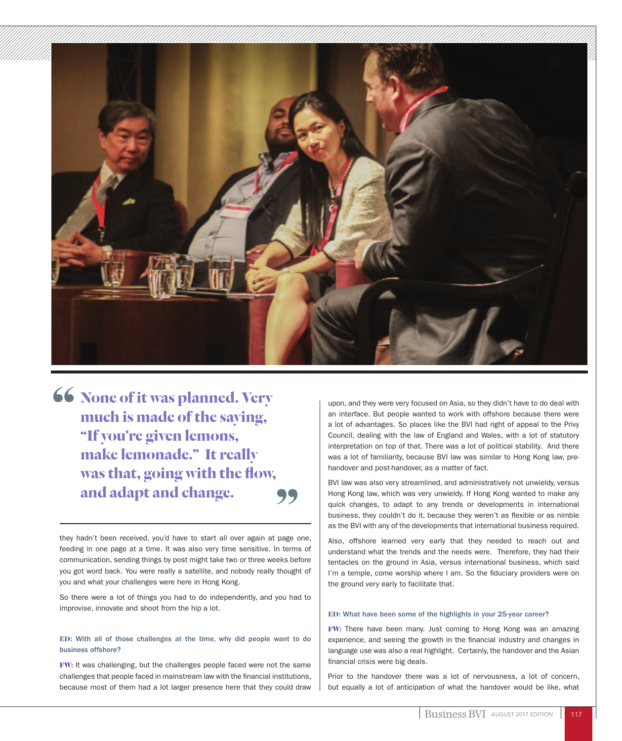> None of it was planned. Very much is made of the saying, "If you're given lemons, make lemonade." It really was that, going with the flow, and adapt and change.

they hadn't been received, you'd have to start all over again at page one, feeding in one page at a time. It was also very time sensitive. In terms of communication, sending things by post might take two or three weeks before you got word back. You were really a satellite, and nobody really thought of you and what your challenges were here in Hong Kong.

So there were a lot of things you had to do independently, and you had to improvise, innovate and shoot from the hip a lot.

**ED: With all of those challenges at the time, why did people want to do business offshore?**

**FW:** It was challenging, but the challenges people faced were not the same challenges that people faced in mainstream law with the financial institutions, because most of them had a lot larger presence here that they could draw upon, and they were very focused on Asia, so they didn't have to do deal with an interface. But people wanted to work with offshore because there were a lot of advantages. So places like the BVI had right of appeal to the Privy Council, dealing with the law of England and Wales, with a lot of statutory interpretation on top of that. There was a lot of political stability. And there was a lot of familiarity, because BVI law was similar to Hong Kong law, pre-handover and post-handover, as a matter of fact.

BVI law was also very streamlined, and administratively not unwieldy, versus Hong Kong law, which was very unwieldy. If Hong Kong wanted to make any quick changes, to adapt to any trends or developments in international business, they couldn't do it, because they weren't as flexible or as nimble as the BVI with any of the developments that international business required.

Also, offshore learned very early that they needed to reach out and understand what the trends and the needs were. Therefore, they had their tentacles on the ground in Asia, versus international business, which said I'm a temple, come worship where I am. So the fiduciary providers were on the ground very early to facilitate that.

**ED: What have been some of the highlights in your 25-year career?**

**FW:** There have been many. Just coming to Hong Kong was an amazing experience, and seeing the growth in the financial industry and changes in language use was also a real highlight. Certainly, the handover and the Asian financial crisis were big deals.

Prior to the handover there was a lot of nervousness, a lot of concern, but equally a lot of anticipation of what the handover would be like, what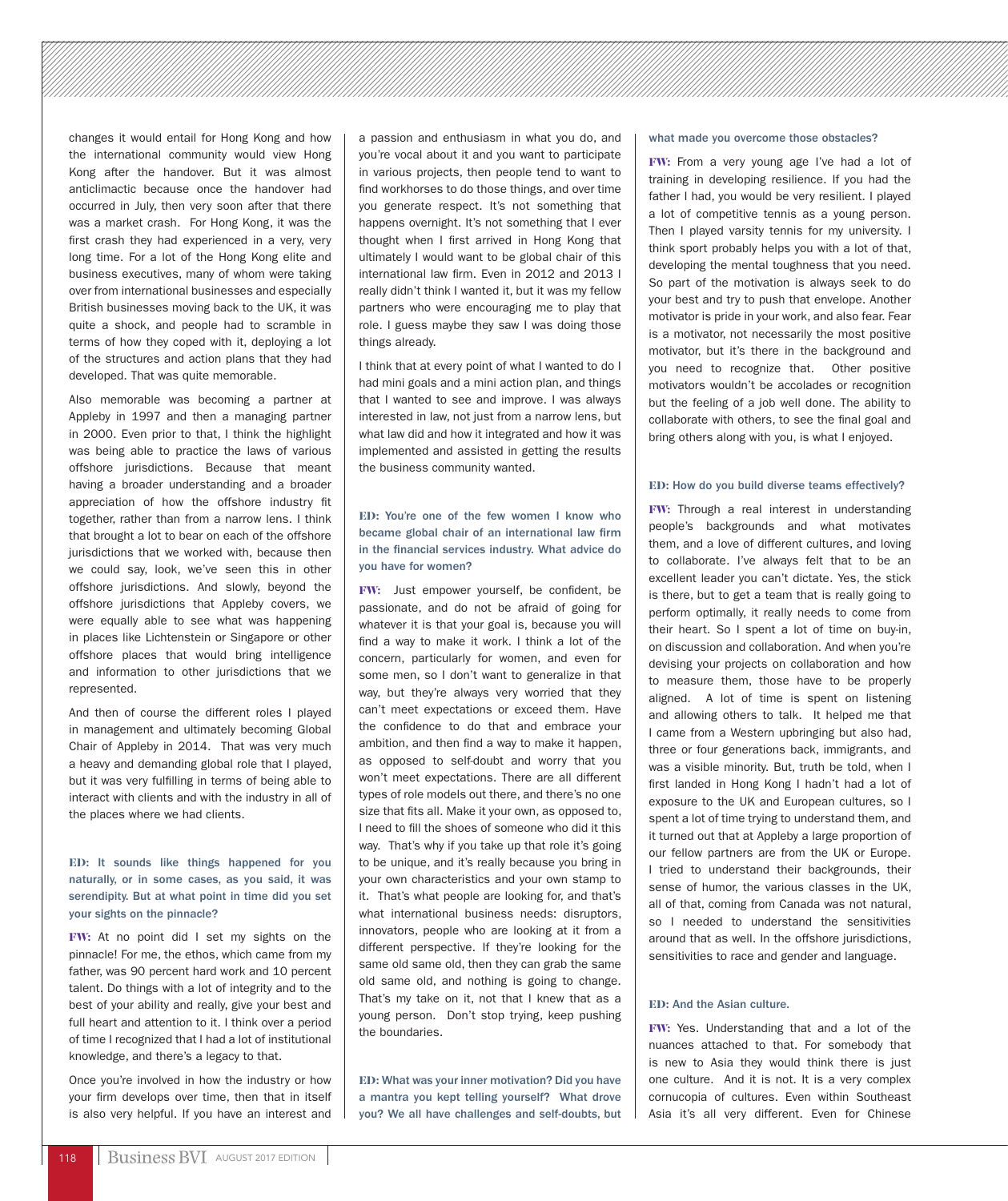changes it would entail for Hong Kong and how the international community would view Hong Kong after the handover. But it was almost anticlimactic because once the handover had occurred in July, then very soon after that there was a market crash. For Hong Kong, it was the first crash they had experienced in a very, very long time. For a lot of the Hong Kong elite and business executives, many of whom were taking over from international businesses and especially British businesses moving back to the UK, it was quite a shock, and people had to scramble in terms of how they coped with it, deploying a lot of the structures and action plans that they had developed. That was quite memorable.

Also memorable was becoming a partner at Appleby in 1997 and then a managing partner in 2000. Even prior to that, I think the highlight was being able to practice the laws of various offshore jurisdictions. Because that meant having a broader understanding and a broader appreciation of how the offshore industry fit together, rather than from a narrow lens. I think that brought a lot to bear on each of the offshore jurisdictions that we worked with, because then we could say, look, we've seen this in other offshore jurisdictions. And slowly, beyond the offshore jurisdictions that Appleby covers, we were equally able to see what was happening in places like Lichtenstein or Singapore or other offshore places that would bring intelligence and information to other jurisdictions that we represented.

And then of course the different roles I played in management and ultimately becoming Global Chair of Appleby in 2014. That was very much a heavy and demanding global role that I played, but it was very fulfilling in terms of being able to interact with clients and with the industry in all of the places where we had clients.

**ED: It sounds like things happened for you naturally, or in some cases, as you said, it was serendipity. But at what point in time did you set your sights on the pinnacle?**

**FW:** At no point did I set my sights on the pinnacle! For me, the ethos, which came from my father, was 90 percent hard work and 10 percent talent. Do things with a lot of integrity and to the best of your ability and really, give your best and full heart and attention to it. I think over a period of time I recognized that I had a lot of institutional knowledge, and there's a legacy to that.

Once you're involved in how the industry or how your firm develops over time, then that in itself is also very helpful. If you have an interest and a passion and enthusiasm in what you do, and you're vocal about it and you want to participate in various projects, then people tend to want to find workhorses to do those things, and over time you generate respect. It's not something that happens overnight. It's not something that I ever thought when I first arrived in Hong Kong that ultimately I would want to be global chair of this international law firm. Even in 2012 and 2013 I really didn't think I wanted it, but it was my fellow partners who were encouraging me to play that role. I guess maybe they saw I was doing those things already.

I think that at every point of what I wanted to do I had mini goals and a mini action plan, and things that I wanted to see and improve. I was always interested in law, not just from a narrow lens, but what law did and how it integrated and how it was implemented and assisted in getting the results the business community wanted.

**ED: You're one of the few women I know who became global chair of an international law firm in the financial services industry. What advice do you have for women?**

**FW:** Just empower yourself, be confident, be passionate, and do not be afraid of going for whatever it is that your goal is, because you will find a way to make it work. I think a lot of the concern, particularly for women, and even for some men, so I don't want to generalize in that way, but they're always very worried that they can't meet expectations or exceed them. Have the confidence to do that and embrace your ambition, and then find a way to make it happen, as opposed to self-doubt and worry that you won't meet expectations. There are all different types of role models out there, and there's no one size that fits all. Make it your own, as opposed to, I need to fill the shoes of someone who did it this way. That's why if you take up that role it's going to be unique, and it's really because you bring in your own characteristics and your own stamp to it. That's what people are looking for, and that's what international business needs: disruptors, innovators, people who are looking at it from a different perspective. If they're looking for the same old same old, then they can grab the same old same old, and nothing is going to change. That's my take on it, not that I knew that as a young person. Don't stop trying, keep pushing the boundaries.

**ED: What was your inner motivation? Did you have a mantra you kept telling yourself? What drove you? We all have challenges and self-doubts, but what made you overcome those obstacles?**

**FW:** From a very young age I've had a lot of training in developing resilience. If you had the father I had, you would be very resilient. I played a lot of competitive tennis as a young person. Then I played varsity tennis for my university. I think sport probably helps you with a lot of that, developing the mental toughness that you need. So part of the motivation is always seek to do your best and try to push that envelope. Another motivator is pride in your work, and also fear. Fear is a motivator, not necessarily the most positive motivator, but it's there in the background and you need to recognize that. Other positive motivators wouldn't be accolades or recognition but the feeling of a job well done. The ability to collaborate with others, to see the final goal and bring others along with you, is what I enjoyed.

**ED: How do you build diverse teams effectively?**

**FW:** Through a real interest in understanding people's backgrounds and what motivates them, and a love of different cultures, and loving to collaborate. I've always felt that to be an excellent leader you can't dictate. Yes, the stick is there, but to get a team that is really going to perform optimally, it really needs to come from their heart. So I spent a lot of time on buy-in, on discussion and collaboration. And when you're devising your projects on collaboration and how to measure them, those have to be properly aligned. A lot of time is spent on listening and allowing others to talk. It helped me that I came from a Western upbringing but also had, three or four generations back, immigrants, and was a visible minority. But, truth be told, when I first landed in Hong Kong I hadn't had a lot of exposure to the UK and European cultures, so I spent a lot of time trying to understand them, and it turned out that at Appleby a large proportion of our fellow partners are from the UK or Europe. I tried to understand their backgrounds, their sense of humor, the various classes in the UK, all of that, coming from Canada was not natural, so I needed to understand the sensitivities around that as well. In the offshore jurisdictions, sensitivities to race and gender and language.

**ED: And the Asian culture.**

**FW:** Yes. Understanding that and a lot of the nuances attached to that. For somebody that is new to Asia they would think there is just one culture. And it is not. It is a very complex cornucopia of cultures. Even within Southeast Asia it's all very different. Even for Chinese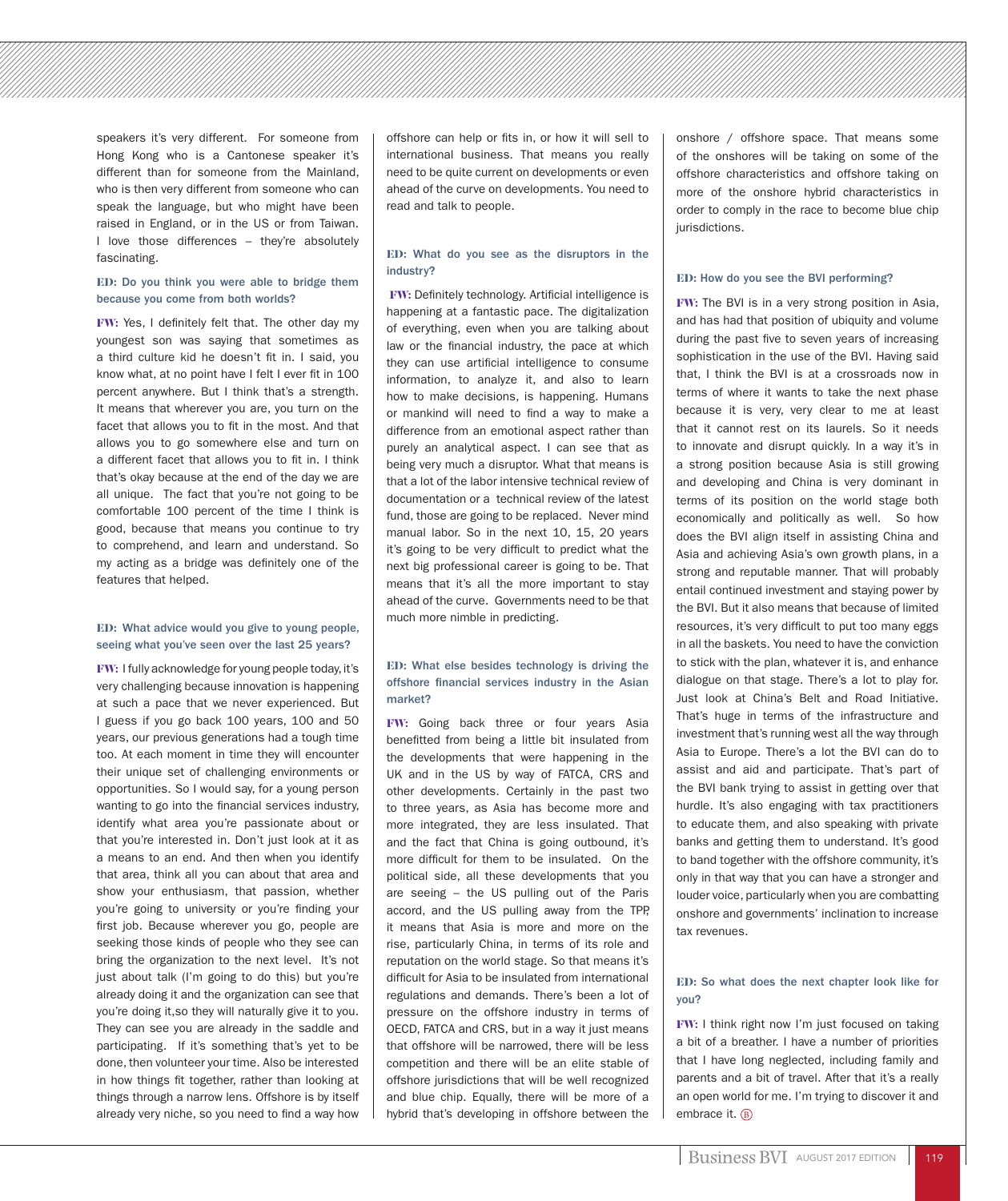speakers it's very different. For someone from Hong Kong who is a Cantonese speaker it's different than for someone from the Mainland, who is then very different from someone who can speak the language, but who might have been raised in England, or in the US or from Taiwan. I love those differences – they're absolutely fascinating.

**ED: Do you think you were able to bridge them because you come from both worlds?**

**FW:** Yes, I definitely felt that. The other day my youngest son was saying that sometimes as a third culture kid he doesn't fit in. I said, you know what, at no point have I felt I ever fit in 100 percent anywhere. But I think that's a strength. It means that wherever you are, you turn on the facet that allows you to fit in the most. And that allows you to go somewhere else and turn on a different facet that allows you to fit in. I think that's okay because at the end of the day we are all unique. The fact that you're not going to be comfortable 100 percent of the time I think is good, because that means you continue to try to comprehend, and learn and understand. So my acting as a bridge was definitely one of the features that helped.

**ED: What advice would you give to young people, seeing what you've seen over the last 25 years?**

**FW:** I fully acknowledge for young people today, it's very challenging because innovation is happening at such a pace that we never experienced. But I guess if you go back 100 years, 100 and 50 years, our previous generations had a tough time too. At each moment in time they will encounter their unique set of challenging environments or opportunities. So I would say, for a young person wanting to go into the financial services industry, identify what area you're passionate about or that you're interested in. Don't just look at it as a means to an end. And then when you identify that area, think all you can about that area and show your enthusiasm, that passion, whether you're going to university or you're finding your first job. Because wherever you go, people are seeking those kinds of people who they see can bring the organization to the next level. It's not just about talk (I'm going to do this) but you're already doing it and the organization can see that you're doing it,so they will naturally give it to you. They can see you are already in the saddle and participating. If it's something that's yet to be done, then volunteer your time. Also be interested in how things fit together, rather than looking at things through a narrow lens. Offshore is by itself already very niche, so you need to find a way how offshore can help or fits in, or how it will sell to international business. That means you really need to be quite current on developments or even ahead of the curve on developments. You need to read and talk to people.

**ED: What do you see as the disruptors in the industry?**

**FW:** Definitely technology. Artificial intelligence is happening at a fantastic pace. The digitalization of everything, even when you are talking about law or the financial industry, the pace at which they can use artificial intelligence to consume information, to analyze it, and also to learn how to make decisions, is happening. Humans or mankind will need to find a way to make a difference from an emotional aspect rather than purely an analytical aspect. I can see that as being very much a disruptor. What that means is that a lot of the labor intensive technical review of documentation or a technical review of the latest fund, those are going to be replaced. Never mind manual labor. So in the next 10, 15, 20 years it's going to be very difficult to predict what the next big professional career is going to be. That means that it's all the more important to stay ahead of the curve. Governments need to be that much more nimble in predicting.

**ED: What else besides technology is driving the offshore financial services industry in the Asian market?**

**FW:** Going back three or four years Asia benefitted from being a little bit insulated from the developments that were happening in the UK and in the US by way of FATCA, CRS and other developments. Certainly in the past two to three years, as Asia has become more and more integrated, they are less insulated. That and the fact that China is going outbound, it's more difficult for them to be insulated. On the political side, all these developments that you are seeing – the US pulling out of the Paris accord, and the US pulling away from the TPP, it means that Asia is more and more on the rise, particularly China, in terms of its role and reputation on the world stage. So that means it's difficult for Asia to be insulated from international regulations and demands. There's been a lot of pressure on the offshore industry in terms of OECD, FATCA and CRS, but in a way it just means that offshore will be narrowed, there will be less competition and there will be an elite stable of offshore jurisdictions that will be well recognized and blue chip. Equally, there will be more of a hybrid that's developing in offshore between the onshore / offshore space. That means some of the onshores will be taking on some of the offshore characteristics and offshore taking on more of the onshore hybrid characteristics in order to comply in the race to become blue chip jurisdictions.

**ED: How do you see the BVI performing?**

**FW:** The BVI is in a very strong position in Asia, and has had that position of ubiquity and volume during the past five to seven years of increasing sophistication in the use of the BVI. Having said that, I think the BVI is at a crossroads now in terms of where it wants to take the next phase because it is very, very clear to me at least that it cannot rest on its laurels. So it needs to innovate and disrupt quickly. In a way it's in a strong position because Asia is still growing and developing and China is very dominant in terms of its position on the world stage both economically and politically as well. So how does the BVI align itself in assisting China and Asia and achieving Asia's own growth plans, in a strong and reputable manner. That will probably entail continued investment and staying power by the BVI. But it also means that because of limited resources, it's very difficult to put too many eggs in all the baskets. You need to have the conviction to stick with the plan, whatever it is, and enhance dialogue on that stage. There's a lot to play for. Just look at China's Belt and Road Initiative. That's huge in terms of the infrastructure and investment that's running west all the way through Asia to Europe. There's a lot the BVI can do to assist and aid and participate. That's part of the BVI bank trying to assist in getting over that hurdle. It's also engaging with tax practitioners to educate them, and also speaking with private banks and getting them to understand. It's good to band together with the offshore community, it's only in that way that you can have a stronger and louder voice, particularly when you are combatting onshore and governments' inclination to increase tax revenues.

**ED: So what does the next chapter look like for you?**

**FW:** I think right now I'm just focused on taking a bit of a breather. I have a number of priorities that I have long neglected, including family and parents and a bit of travel. After that it's a really an open world for me. I'm trying to discover it and embrace it. Ⓑ